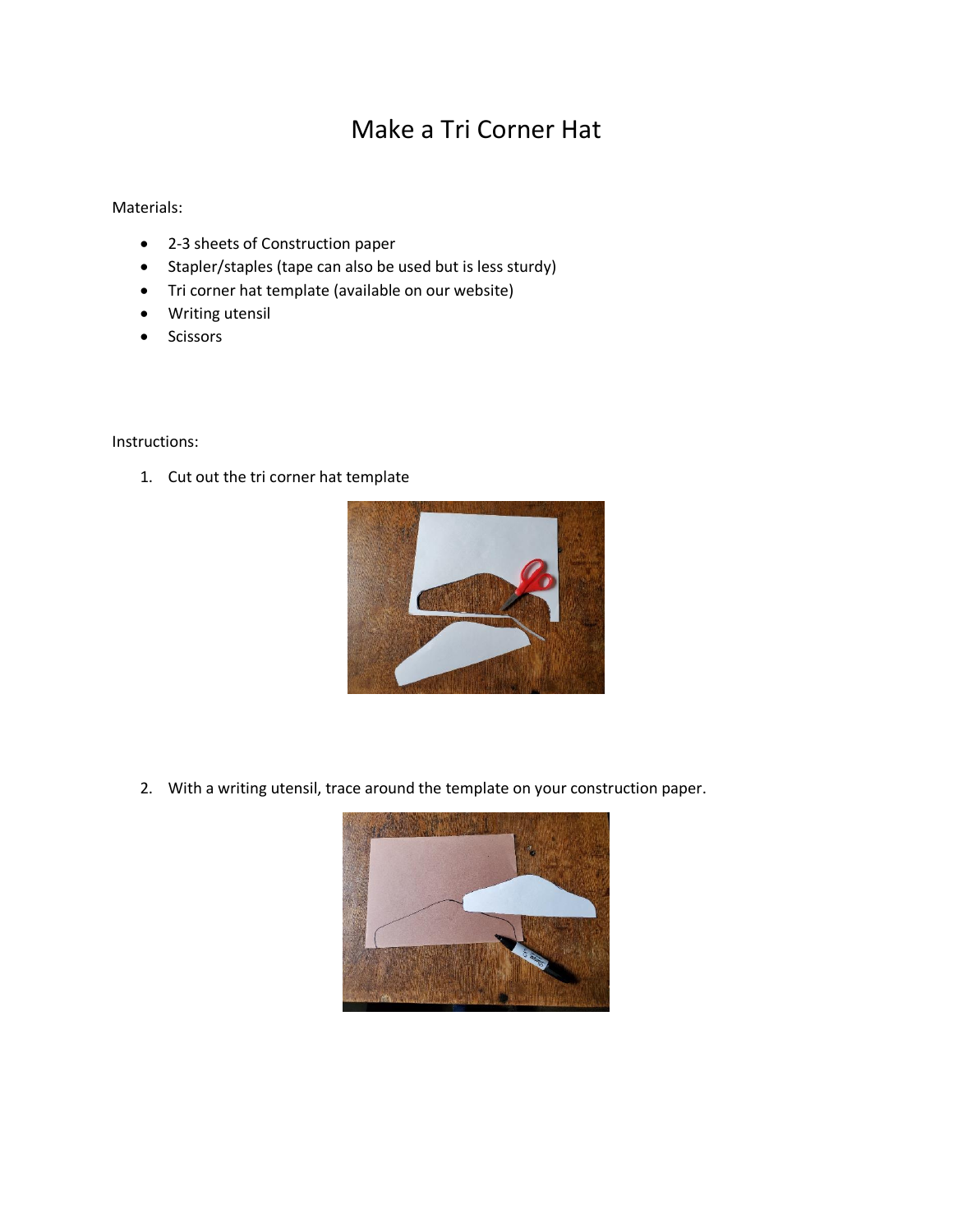# Make a Tri Corner Hat

Materials:

- 2-3 sheets of Construction paper
- Stapler/staples (tape can also be used but is less sturdy)
- Tri corner hat template (available on our website)
- Writing utensil
- Scissors

Instructions:

1. Cut out the tri corner hat template

2. With a writing utensil, trace around the template on your construction paper.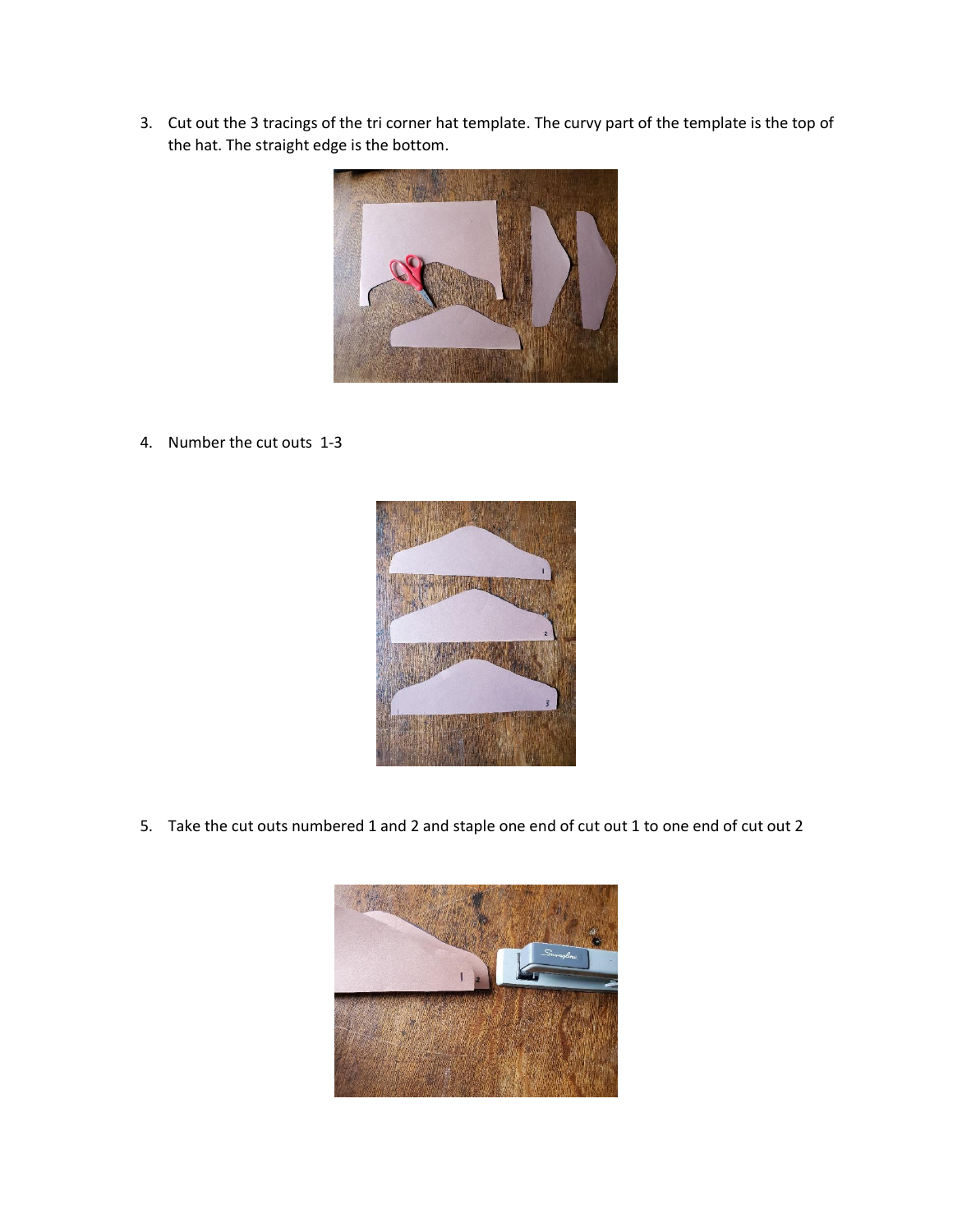3. Cut out the 3 tracings of the tri corner hat template. The curvy part of the template is the top of the hat. The straight edge is the bottom.

4. Number the cut outs 1-3

5. Take the cut outs numbered 1 and 2 and staple one end of cut out 1 to one end of cut out 2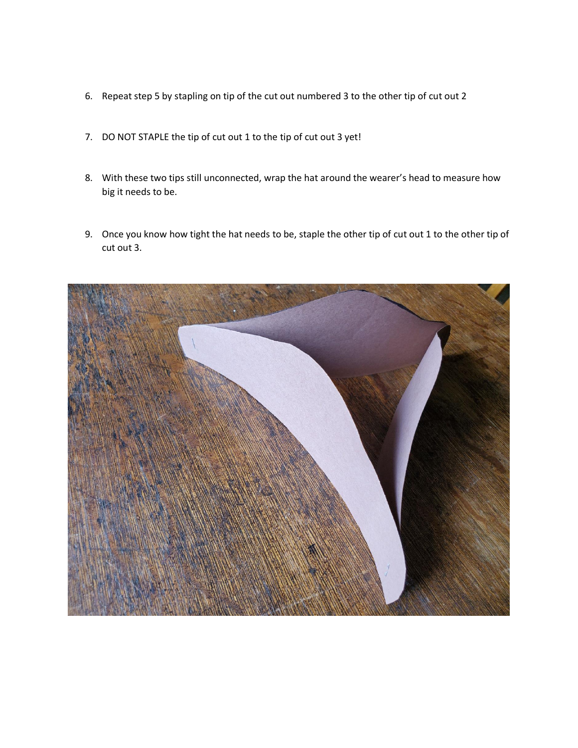6. Repeat step 5 by stapling on tip of the cut out numbered 3 to the other tip of cut out 2

7. DO NOT STAPLE the tip of cut out 1 to the tip of cut out 3 yet!

8. With these two tips still unconnected, wrap the hat around the wearer's head to measure how big it needs to be.

9. Once you know how tight the hat needs to be, staple the other tip of cut out 1 to the other tip of cut out 3.